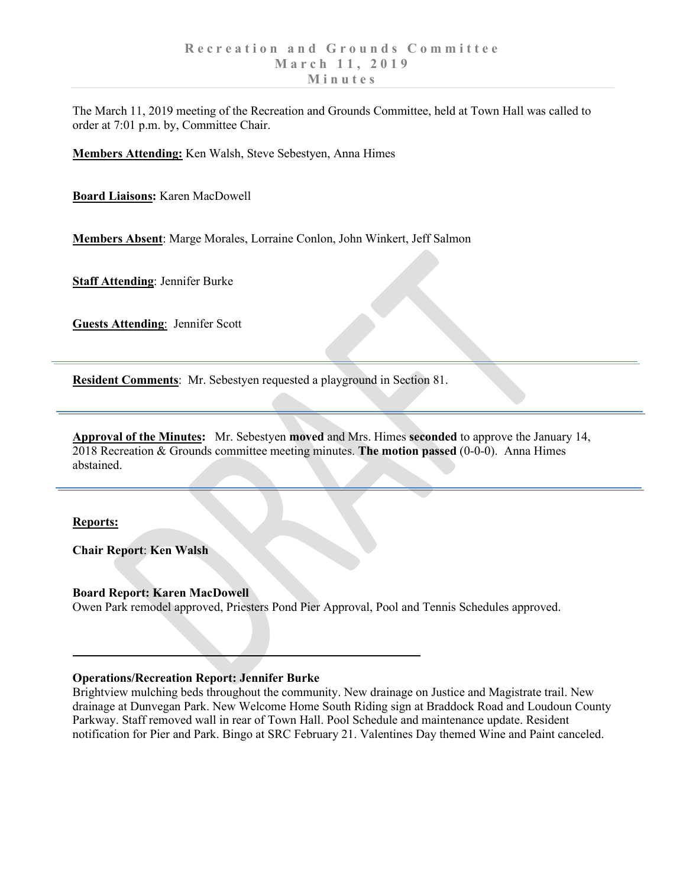# Recreation and Grounds Committee
## March 11, 2019
## Minutes

The March 11, 2019 meeting of the Recreation and Grounds Committee, held at Town Hall was called to order at 7:01 p.m. by, Committee Chair.

**Members Attending:** Ken Walsh, Steve Sebestyen, Anna Himes

**Board Liaisons:** Karen MacDowell

**Members Absent**: Marge Morales, Lorraine Conlon, John Winkert, Jeff Salmon

**Staff Attending**: Jennifer Burke

**Guests Attending**: Jennifer Scott

---

**Resident Comments**: Mr. Sebestyen requested a playground in Section 81.

---

**Approval of the Minutes:** Mr. Sebestyen **moved** and Mrs. Himes **seconded** to approve the January 14, 2018 Recreation & Grounds committee meeting minutes. **The motion passed** (0-0-0). Anna Himes abstained.

---

**Reports:**

**Chair Report**: **Ken Walsh**

**Board Report: Karen MacDowell**
Owen Park remodel approved, Priesters Pond Pier Approval, Pool and Tennis Schedules approved.

---

**Operations/Recreation Report: Jennifer Burke**
Brightview mulching beds throughout the community. New drainage on Justice and Magistrate trail. New drainage at Dunvegan Park. New Welcome Home South Riding sign at Braddock Road and Loudoun County Parkway. Staff removed wall in rear of Town Hall. Pool Schedule and maintenance update. Resident notification for Pier and Park. Bingo at SRC February 21. Valentines Day themed Wine and Paint canceled.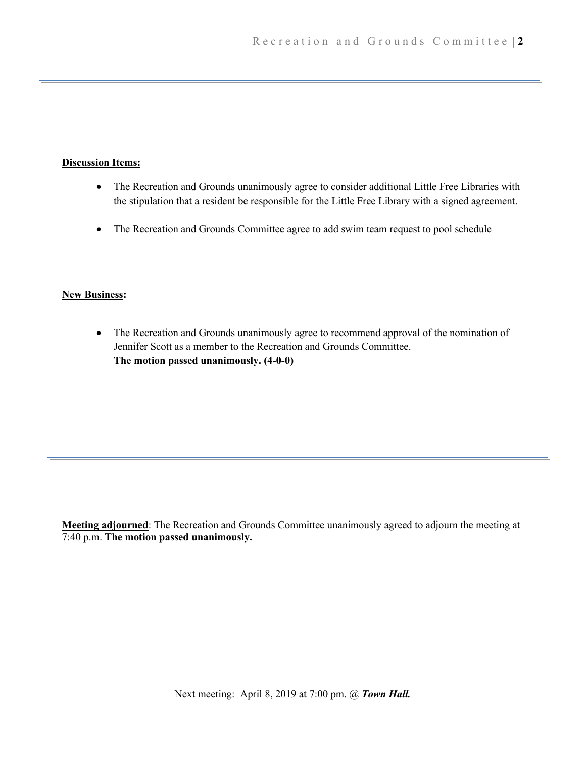**Discussion Items:**

- The Recreation and Grounds unanimously agree to consider additional Little Free Libraries with the stipulation that a resident be responsible for the Little Free Library with a signed agreement.
- The Recreation and Grounds Committee agree to add swim team request to pool schedule

**New Business:**

- The Recreation and Grounds unanimously agree to recommend approval of the nomination of Jennifer Scott as a member to the Recreation and Grounds Committee.
  **The motion passed unanimously. (4-0-0)**

---

**Meeting adjourned**: The Recreation and Grounds Committee unanimously agreed to adjourn the meeting at 7:40 p.m. **The motion passed unanimously.**

Next meeting: April 8, 2019 at 7:00 pm. @ ***Town Hall.***